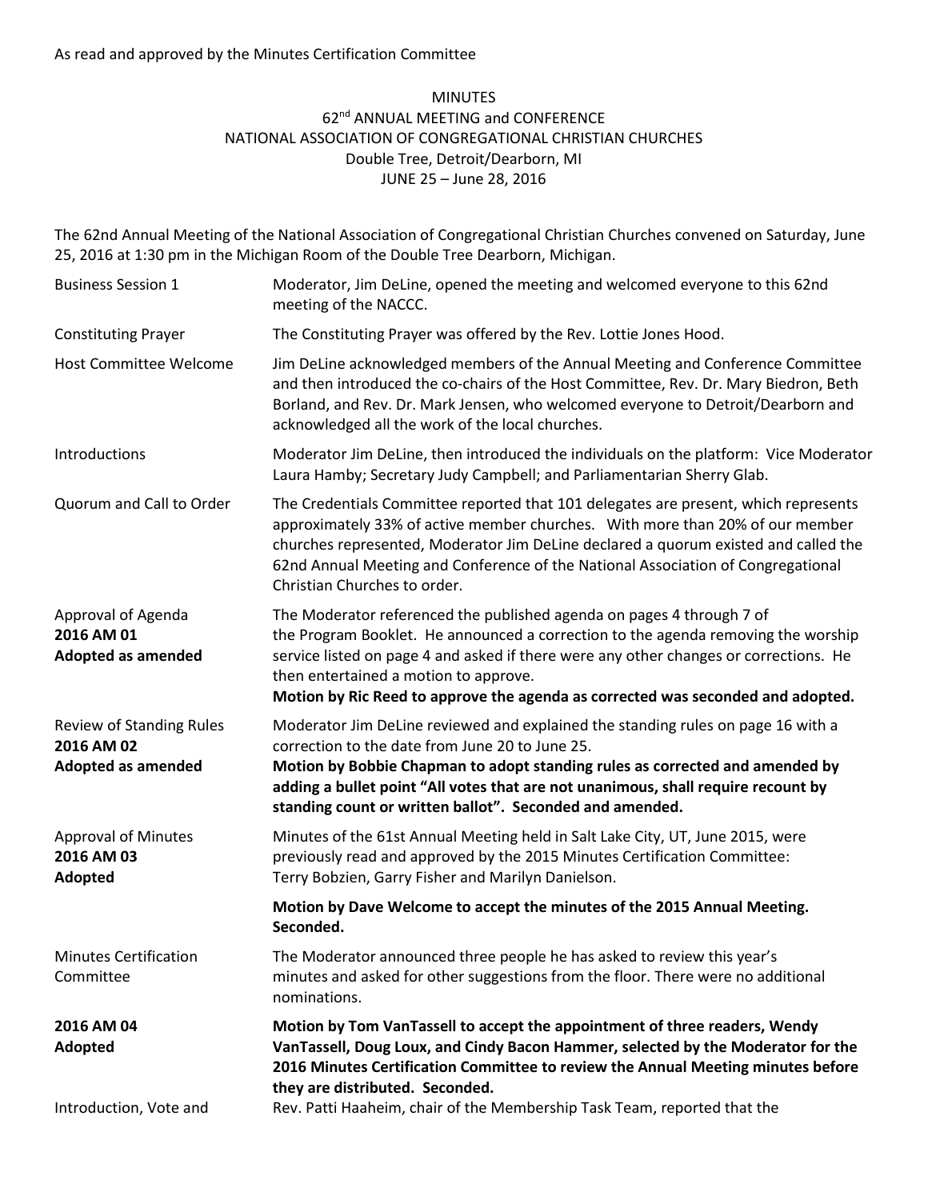As read and approved by the Minutes Certification Committee

# MINUTES
## 62nd ANNUAL MEETING and CONFERENCE
## NATIONAL ASSOCIATION OF CONGREGATIONAL CHRISTIAN CHURCHES
### Double Tree, Detroit/Dearborn, MI
### JUNE 25 – June 28, 2016

The 62nd Annual Meeting of the National Association of Congregational Christian Churches convened on Saturday, June 25, 2016 at 1:30 pm in the Michigan Room of the Double Tree Dearborn, Michigan.

| | |
|---|---|
| Business Session 1 | Moderator, Jim DeLine, opened the meeting and welcomed everyone to this 62nd meeting of the NACCC. |
| Constituting Prayer | The Constituting Prayer was offered by the Rev. Lottie Jones Hood. |
| Host Committee Welcome | Jim DeLine acknowledged members of the Annual Meeting and Conference Committee and then introduced the co-chairs of the Host Committee, Rev. Dr. Mary Biedron, Beth Borland, and Rev. Dr. Mark Jensen, who welcomed everyone to Detroit/Dearborn and acknowledged all the work of the local churches. |
| Introductions | Moderator Jim DeLine, then introduced the individuals on the platform: Vice Moderator Laura Hamby; Secretary Judy Campbell; and Parliamentarian Sherry Glab. |
| Quorum and Call to Order | The Credentials Committee reported that 101 delegates are present, which represents approximately 33% of active member churches. With more than 20% of our member churches represented, Moderator Jim DeLine declared a quorum existed and called the 62nd Annual Meeting and Conference of the National Association of Congregational Christian Churches to order. |
| Approval of Agenda<br>**2016 AM 01**<br>**Adopted as amended** | The Moderator referenced the published agenda on pages 4 through 7 of the Program Booklet. He announced a correction to the agenda removing the worship service listed on page 4 and asked if there were any other changes or corrections. He then entertained a motion to approve.<br>**Motion by Ric Reed to approve the agenda as corrected was seconded and adopted.** |
| Review of Standing Rules<br>**2016 AM 02**<br>**Adopted as amended** | Moderator Jim DeLine reviewed and explained the standing rules on page 16 with a correction to the date from June 20 to June 25.<br>**Motion by Bobbie Chapman to adopt standing rules as corrected and amended by adding a bullet point "All votes that are not unanimous, shall require recount by standing count or written ballot". Seconded and amended.** |
| Approval of Minutes<br>**2016 AM 03**<br>**Adopted** | Minutes of the 61st Annual Meeting held in Salt Lake City, UT, June 2015, were previously read and approved by the 2015 Minutes Certification Committee: Terry Bobzien, Garry Fisher and Marilyn Danielson.<br>**Motion by Dave Welcome to accept the minutes of the 2015 Annual Meeting. Seconded.** |
| Minutes Certification Committee | The Moderator announced three people he has asked to review this year's minutes and asked for other suggestions from the floor. There were no additional nominations. |
| **2016 AM 04**<br>**Adopted** | **Motion by Tom VanTassell to accept the appointment of three readers, Wendy VanTassell, Doug Loux, and Cindy Bacon Hammer, selected by the Moderator for the 2016 Minutes Certification Committee to review the Annual Meeting minutes before they are distributed. Seconded.** |
| Introduction, Vote and | Rev. Patti Haaheim, chair of the Membership Task Team, reported that the |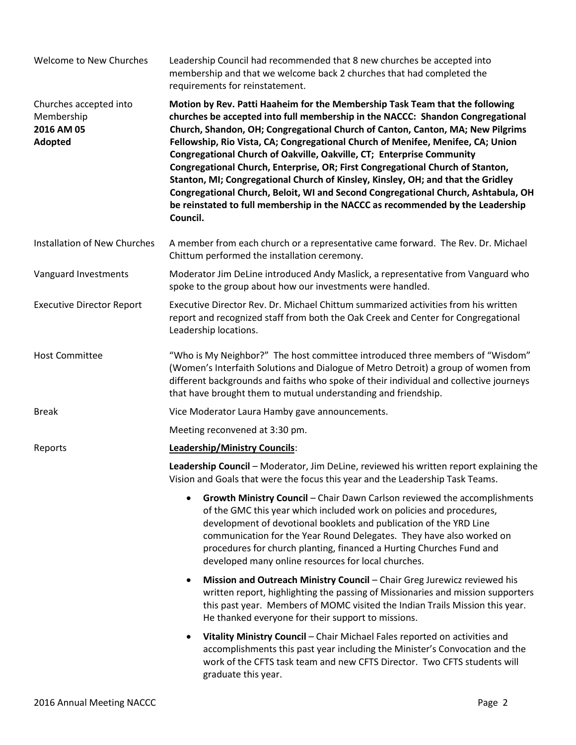| | |
|---|---|
| Welcome to New Churches | Leadership Council had recommended that 8 new churches be accepted into membership and that we welcome back 2 churches that had completed the requirements for reinstatement. |
| Churches accepted into Membership **2016 AM 05** **Adopted** | **Motion by Rev. Patti Haaheim for the Membership Task Team that the following churches be accepted into full membership in the NACCC: Shandon Congregational Church, Shandon, OH; Congregational Church of Canton, Canton, MA; New Pilgrims Fellowship, Rio Vista, CA; Congregational Church of Menifee, Menifee, CA; Union Congregational Church of Oakville, Oakville, CT; Enterprise Community Congregational Church, Enterprise, OR; First Congregational Church of Stanton, Stanton, MI; Congregational Church of Kinsley, Kinsley, OH; and that the Gridley Congregational Church, Beloit, WI and Second Congregational Church, Ashtabula, OH be reinstated to full membership in the NACCC as recommended by the Leadership Council.** |
| Installation of New Churches | A member from each church or a representative came forward. The Rev. Dr. Michael Chittum performed the installation ceremony. |
| Vanguard Investments | Moderator Jim DeLine introduced Andy Maslick, a representative from Vanguard who spoke to the group about how our investments were handled. |
| Executive Director Report | Executive Director Rev. Dr. Michael Chittum summarized activities from his written report and recognized staff from both the Oak Creek and Center for Congregational Leadership locations. |
| Host Committee | "Who is My Neighbor?" The host committee introduced three members of "Wisdom" (Women's Interfaith Solutions and Dialogue of Metro Detroit) a group of women from different backgrounds and faiths who spoke of their individual and collective journeys that have brought them to mutual understanding and friendship. |
| Break | Vice Moderator Laura Hamby gave announcements. |
| | Meeting reconvened at 3:30 pm. |

Reports

**Leadership/Ministry Councils**:

**Leadership Council** – Moderator, Jim DeLine, reviewed his written report explaining the Vision and Goals that were the focus this year and the Leadership Task Teams.

- **Growth Ministry Council** – Chair Dawn Carlson reviewed the accomplishments of the GMC this year which included work on policies and procedures, development of devotional booklets and publication of the YRD Line communication for the Year Round Delegates. They have also worked on procedures for church planting, financed a Hurting Churches Fund and developed many online resources for local churches.
- **Mission and Outreach Ministry Council** – Chair Greg Jurewicz reviewed his written report, highlighting the passing of Missionaries and mission supporters this past year. Members of MOMC visited the Indian Trails Mission this year. He thanked everyone for their support to missions.
- **Vitality Ministry Council** – Chair Michael Fales reported on activities and accomplishments this past year including the Minister's Convocation and the work of the CFTS task team and new CFTS Director. Two CFTS students will graduate this year.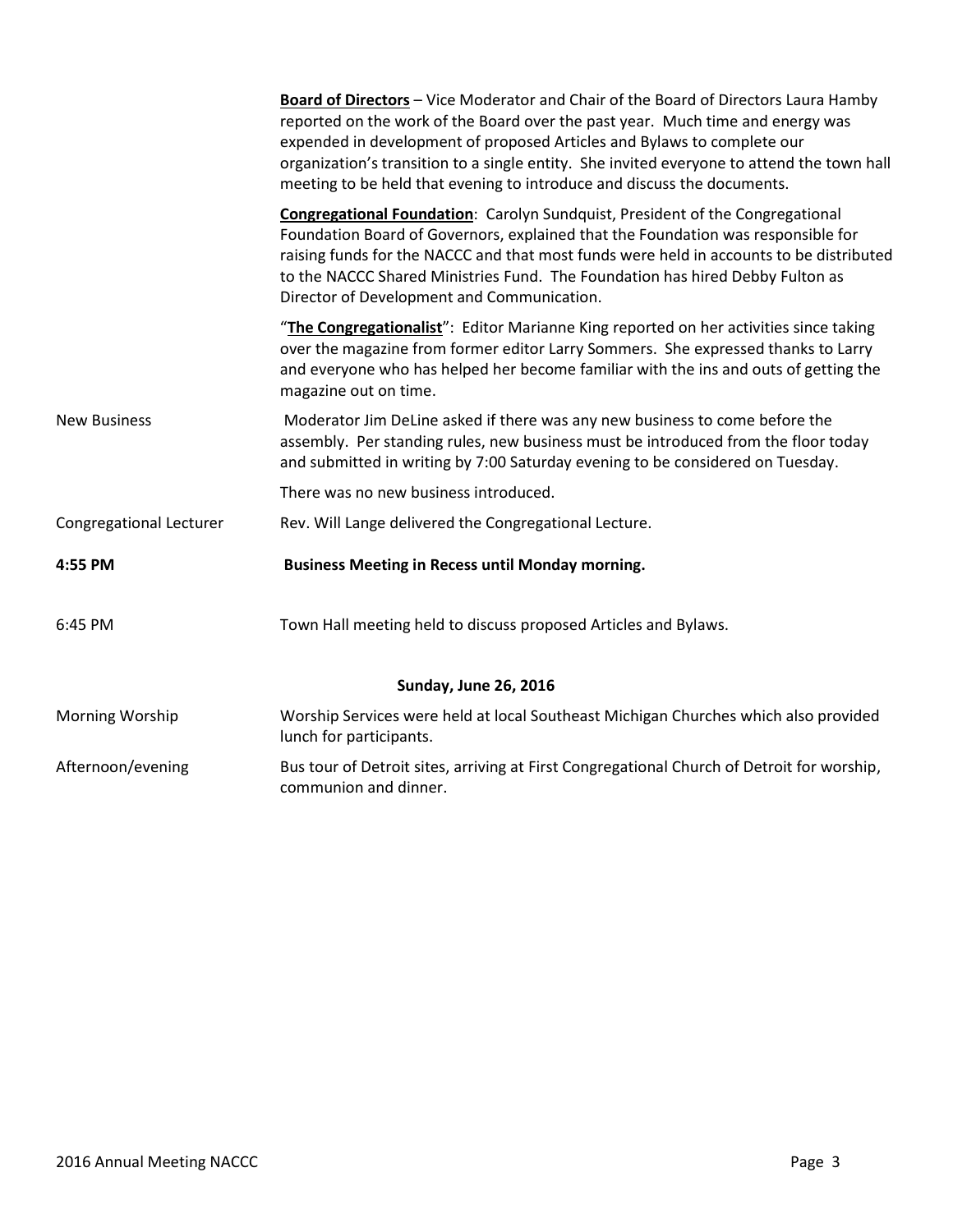**Board of Directors** – Vice Moderator and Chair of the Board of Directors Laura Hamby reported on the work of the Board over the past year. Much time and energy was expended in development of proposed Articles and Bylaws to complete our organization's transition to a single entity. She invited everyone to attend the town hall meeting to be held that evening to introduce and discuss the documents.

**Congregational Foundation**: Carolyn Sundquist, President of the Congregational Foundation Board of Governors, explained that the Foundation was responsible for raising funds for the NACCC and that most funds were held in accounts to be distributed to the NACCC Shared Ministries Fund. The Foundation has hired Debby Fulton as Director of Development and Communication.

"**The Congregationalist**": Editor Marianne King reported on her activities since taking over the magazine from former editor Larry Sommers. She expressed thanks to Larry and everyone who has helped her become familiar with the ins and outs of getting the magazine out on time.

New Business — Moderator Jim DeLine asked if there was any new business to come before the assembly. Per standing rules, new business must be introduced from the floor today and submitted in writing by 7:00 Saturday evening to be considered on Tuesday.

There was no new business introduced.

Congregational Lecturer — Rev. Will Lange delivered the Congregational Lecture.

**4:55 PM** — **Business Meeting in Recess until Monday morning.**

6:45 PM — Town Hall meeting held to discuss proposed Articles and Bylaws.

**Sunday, June 26, 2016**

Morning Worship — Worship Services were held at local Southeast Michigan Churches which also provided lunch for participants.

Afternoon/evening — Bus tour of Detroit sites, arriving at First Congregational Church of Detroit for worship, communion and dinner.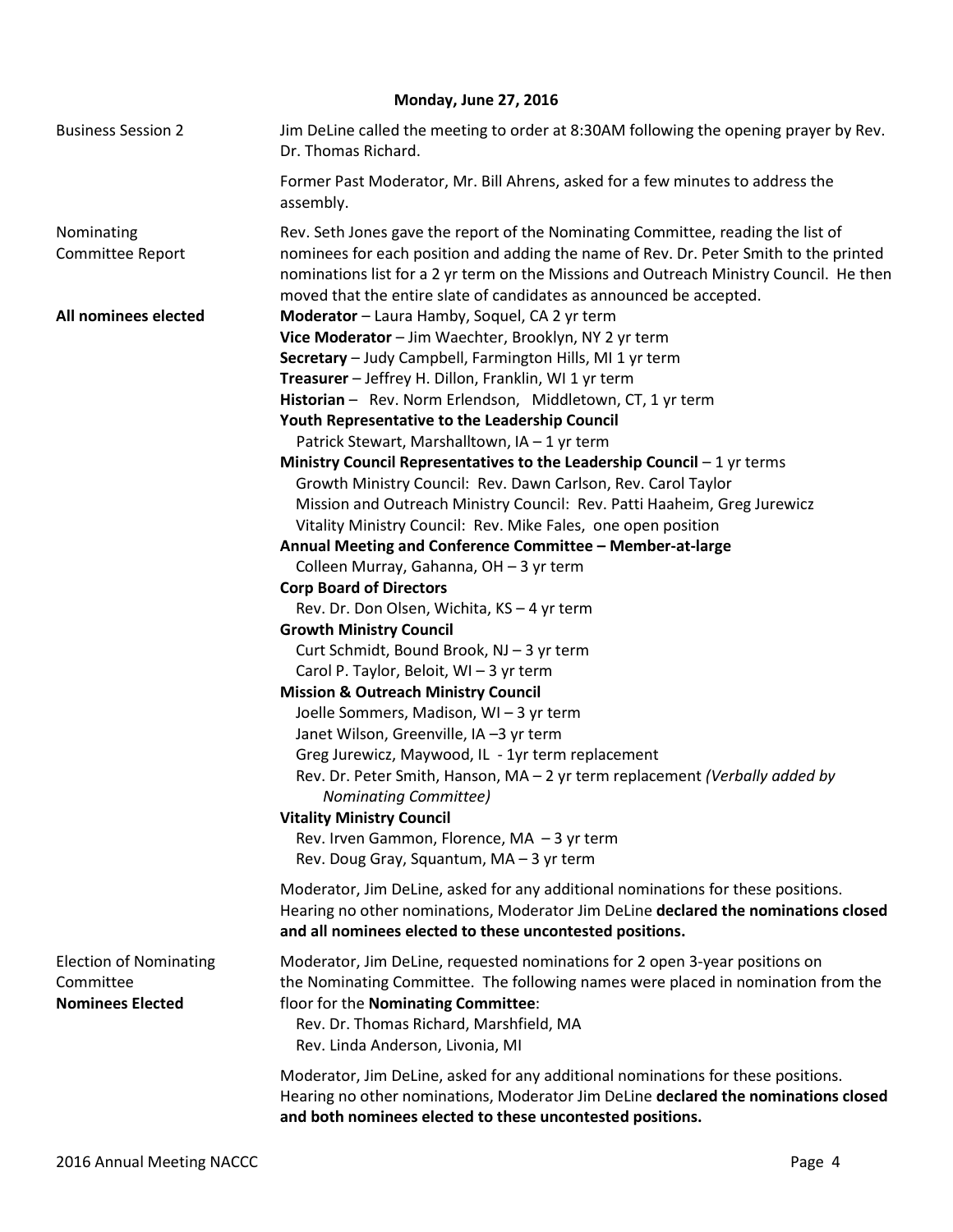**Monday, June 27, 2016**

**Business Session 2**

Jim DeLine called the meeting to order at 8:30AM following the opening prayer by Rev. Dr. Thomas Richard.

Former Past Moderator, Mr. Bill Ahrens, asked for a few minutes to address the assembly.

**Nominating Committee Report**

Rev. Seth Jones gave the report of the Nominating Committee, reading the list of nominees for each position and adding the name of Rev. Dr. Peter Smith to the printed nominations list for a 2 yr term on the Missions and Outreach Ministry Council. He then moved that the entire slate of candidates as announced be accepted.

**All nominees elected**

**Moderator** – Laura Hamby, Soquel, CA 2 yr term
**Vice Moderator** – Jim Waechter, Brooklyn, NY 2 yr term
**Secretary** – Judy Campbell, Farmington Hills, MI 1 yr term
**Treasurer** – Jeffrey H. Dillon, Franklin, WI 1 yr term
**Historian** – Rev. Norm Erlendson, Middletown, CT, 1 yr term

**Youth Representative to the Leadership Council**
Patrick Stewart, Marshalltown, IA – 1 yr term

**Ministry Council Representatives to the Leadership Council** – 1 yr terms
Growth Ministry Council: Rev. Dawn Carlson, Rev. Carol Taylor
Mission and Outreach Ministry Council: Rev. Patti Haaheim, Greg Jurewicz
Vitality Ministry Council: Rev. Mike Fales, one open position

**Annual Meeting and Conference Committee – Member-at-large**
Colleen Murray, Gahanna, OH – 3 yr term

**Corp Board of Directors**
Rev. Dr. Don Olsen, Wichita, KS – 4 yr term

**Growth Ministry Council**
Curt Schmidt, Bound Brook, NJ – 3 yr term
Carol P. Taylor, Beloit, WI – 3 yr term

**Mission & Outreach Ministry Council**
Joelle Sommers, Madison, WI – 3 yr term
Janet Wilson, Greenville, IA –3 yr term
Greg Jurewicz, Maywood, IL - 1yr term replacement
Rev. Dr. Peter Smith, Hanson, MA – 2 yr term replacement *(Verbally added by Nominating Committee)*

**Vitality Ministry Council**
Rev. Irven Gammon, Florence, MA – 3 yr term
Rev. Doug Gray, Squantum, MA – 3 yr term

Moderator, Jim DeLine, asked for any additional nominations for these positions. Hearing no other nominations, Moderator Jim DeLine **declared the nominations closed and all nominees elected to these uncontested positions.**

**Election of Nominating Committee**
**Nominees Elected**

Moderator, Jim DeLine, requested nominations for 2 open 3-year positions on the Nominating Committee. The following names were placed in nomination from the floor for the **Nominating Committee**:
Rev. Dr. Thomas Richard, Marshfield, MA
Rev. Linda Anderson, Livonia, MI

Moderator, Jim DeLine, asked for any additional nominations for these positions. Hearing no other nominations, Moderator Jim DeLine **declared the nominations closed and both nominees elected to these uncontested positions.**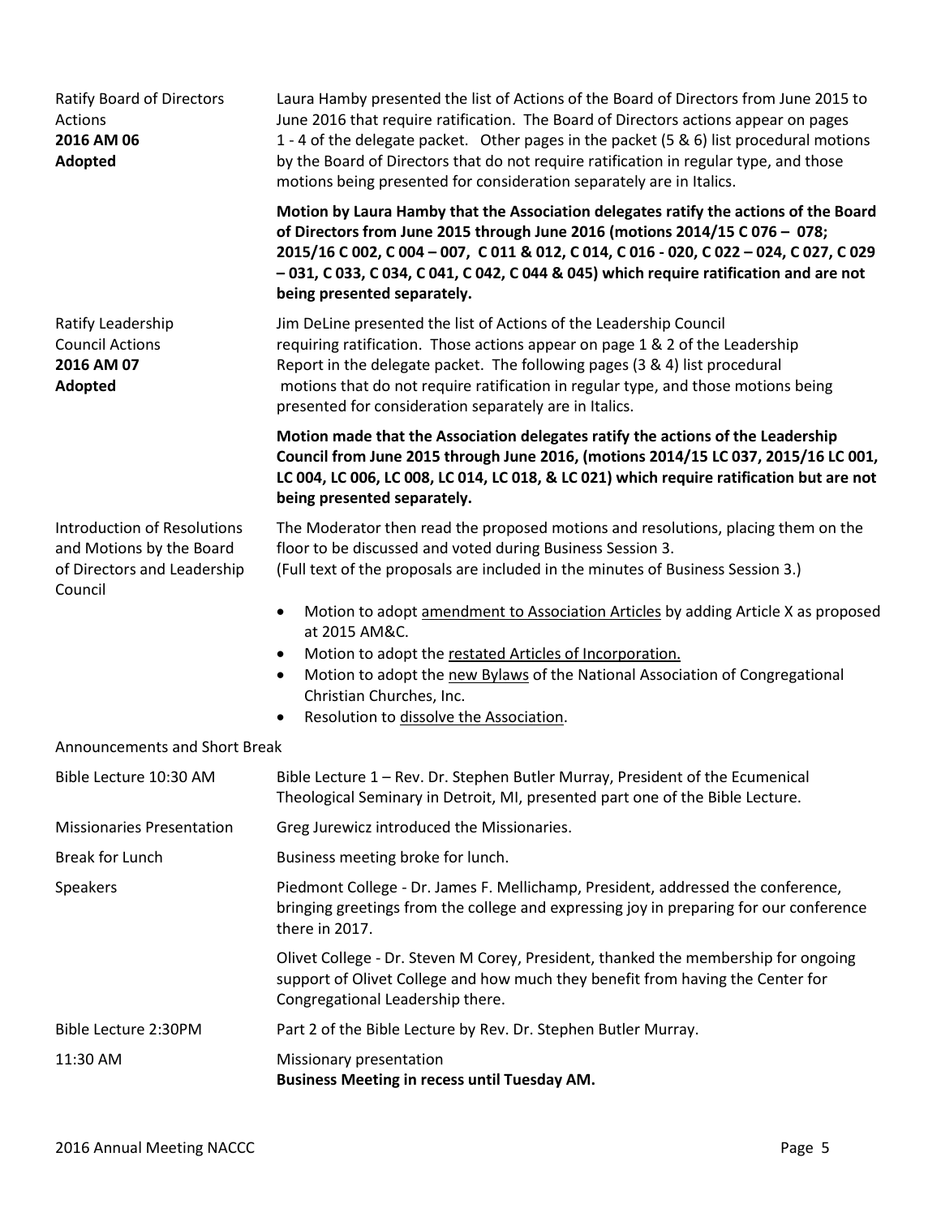| | |
|---|---|
| Ratify Board of Directors Actions **2016 AM 06** **Adopted** | Laura Hamby presented the list of Actions of the Board of Directors from June 2015 to June 2016 that require ratification. The Board of Directors actions appear on pages 1 - 4 of the delegate packet. Other pages in the packet (5 & 6) list procedural motions by the Board of Directors that do not require ratification in regular type, and those motions being presented for consideration separately are in Italics. |
| | **Motion by Laura Hamby that the Association delegates ratify the actions of the Board of Directors from June 2015 through June 2016 (motions 2014/15 C 076 – 078; 2015/16 C 002, C 004 – 007, C 011 & 012, C 014, C 016 - 020, C 022 – 024, C 027, C 029 – 031, C 033, C 034, C 041, C 042, C 044 & 045) which require ratification and are not being presented separately.** |
| Ratify Leadership Council Actions **2016 AM 07** **Adopted** | Jim DeLine presented the list of Actions of the Leadership Council requiring ratification. Those actions appear on page 1 & 2 of the Leadership Report in the delegate packet. The following pages (3 & 4) list procedural motions that do not require ratification in regular type, and those motions being presented for consideration separately are in Italics. |
| | **Motion made that the Association delegates ratify the actions of the Leadership Council from June 2015 through June 2016, (motions 2014/15 LC 037, 2015/16 LC 001, LC 004, LC 006, LC 008, LC 014, LC 018, & LC 021) which require ratification but are not being presented separately.** |
| Introduction of Resolutions and Motions by the Board of Directors and Leadership Council | The Moderator then read the proposed motions and resolutions, placing them on the floor to be discussed and voted during Business Session 3. (Full text of the proposals are included in the minutes of Business Session 3.)<br>• Motion to adopt amendment to Association Articles by adding Article X as proposed at 2015 AM&C.<br>• Motion to adopt the restated Articles of Incorporation.<br>• Motion to adopt the new Bylaws of the National Association of Congregational Christian Churches, Inc.<br>• Resolution to dissolve the Association. |
| Announcements and Short Break | |
| Bible Lecture 10:30 AM | Bible Lecture 1 – Rev. Dr. Stephen Butler Murray, President of the Ecumenical Theological Seminary in Detroit, MI, presented part one of the Bible Lecture. |
| Missionaries Presentation | Greg Jurewicz introduced the Missionaries. |
| Break for Lunch | Business meeting broke for lunch. |
| Speakers | Piedmont College - Dr. James F. Mellichamp, President, addressed the conference, bringing greetings from the college and expressing joy in preparing for our conference there in 2017. |
| | Olivet College - Dr. Steven M Corey, President, thanked the membership for ongoing support of Olivet College and how much they benefit from having the Center for Congregational Leadership there. |
| Bible Lecture 2:30PM | Part 2 of the Bible Lecture by Rev. Dr. Stephen Butler Murray. |
| 11:30 AM | Missionary presentation<br>**Business Meeting in recess until Tuesday AM.** |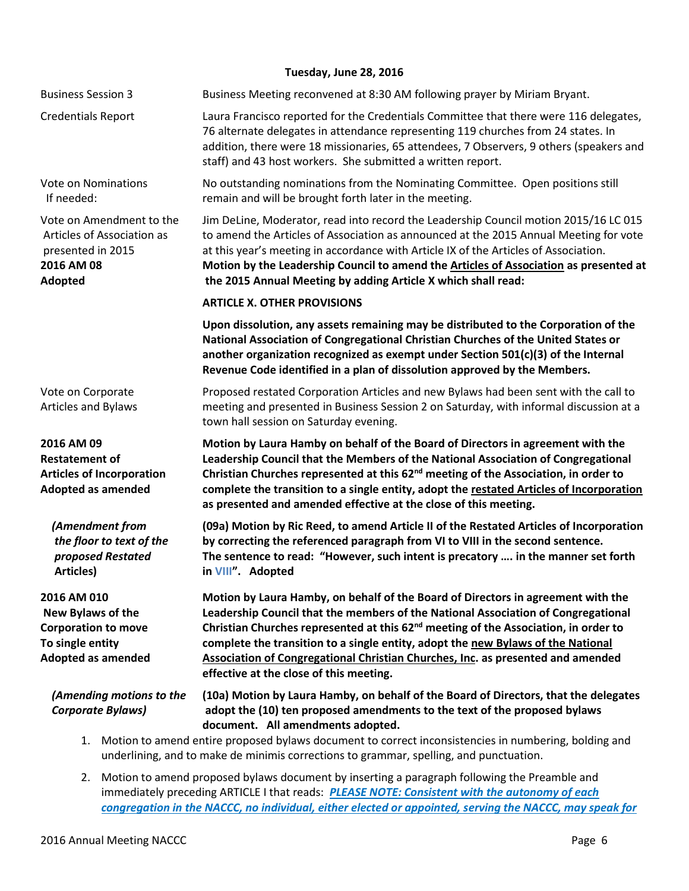**Tuesday, June 28, 2016**

| | |
|---|---|
| Business Session 3 | Business Meeting reconvened at 8:30 AM following prayer by Miriam Bryant. |
| Credentials Report | Laura Francisco reported for the Credentials Committee that there were 116 delegates, 76 alternate delegates in attendance representing 119 churches from 24 states. In addition, there were 18 missionaries, 65 attendees, 7 Observers, 9 others (speakers and staff) and 43 host workers. She submitted a written report. |
| Vote on Nominations If needed: | No outstanding nominations from the Nominating Committee. Open positions still remain and will be brought forth later in the meeting. |
| Vote on Amendment to the Articles of Association as presented in 2015 **2016 AM 08 Adopted** | Jim DeLine, Moderator, read into record the Leadership Council motion 2015/16 LC 015 to amend the Articles of Association as announced at the 2015 Annual Meeting for vote at this year's meeting in accordance with Article IX of the Articles of Association. **Motion by the Leadership Council to amend the <u>Articles of Association</u> as presented at the 2015 Annual Meeting by adding Article X which shall read:** |
| | **ARTICLE X. OTHER PROVISIONS** |
| | **Upon dissolution, any assets remaining may be distributed to the Corporation of the National Association of Congregational Christian Churches of the United States or another organization recognized as exempt under Section 501(c)(3) of the Internal Revenue Code identified in a plan of dissolution approved by the Members.** |
| Vote on Corporate Articles and Bylaws | Proposed restated Corporation Articles and new Bylaws had been sent with the call to meeting and presented in Business Session 2 on Saturday, with informal discussion at a town hall session on Saturday evening. |
| **2016 AM 09 Restatement of Articles of Incorporation Adopted as amended** | **Motion by Laura Hamby on behalf of the Board of Directors in agreement with the Leadership Council that the Members of the National Association of Congregational Christian Churches represented at this 62nd meeting of the Association, in order to complete the transition to a single entity, adopt the <u>restated Articles of Incorporation</u> as presented and amended effective at the close of this meeting.** |
| ***(Amendment from the floor to text of the proposed Restated Articles)*** | **(09a) Motion by Ric Reed, to amend Article II of the Restated Articles of Incorporation by correcting the referenced paragraph from VI to VIII in the second sentence. The sentence to read: "However, such intent is precatory …. in the manner set forth in VIII". Adopted** |
| **2016 AM 010 New Bylaws of the Corporation to move To single entity Adopted as amended** | **Motion by Laura Hamby, on behalf of the Board of Directors in agreement with the Leadership Council that the members of the National Association of Congregational Christian Churches represented at this 62nd meeting of the Association, in order to complete the transition to a single entity, adopt the <u>new Bylaws of the National Association of Congregational Christian Churches, Inc</u>. as presented and amended effective at the close of this meeting.** |
| ***(Amending motions to the Corporate Bylaws)*** | **(10a) Motion by Laura Hamby, on behalf of the Board of Directors, that the delegates adopt the (10) ten proposed amendments to the text of the proposed bylaws document. All amendments adopted.** |

1. Motion to amend entire proposed bylaws document to correct inconsistencies in numbering, bolding and underlining, and to make de minimis corrections to grammar, spelling, and punctuation.
2. Motion to amend proposed bylaws document by inserting a paragraph following the Preamble and immediately preceding ARTICLE I that reads: ***<u>PLEASE NOTE: Consistent with the autonomy of each congregation in the NACCC, no individual, either elected or appointed, serving the NACCC, may speak for</u>***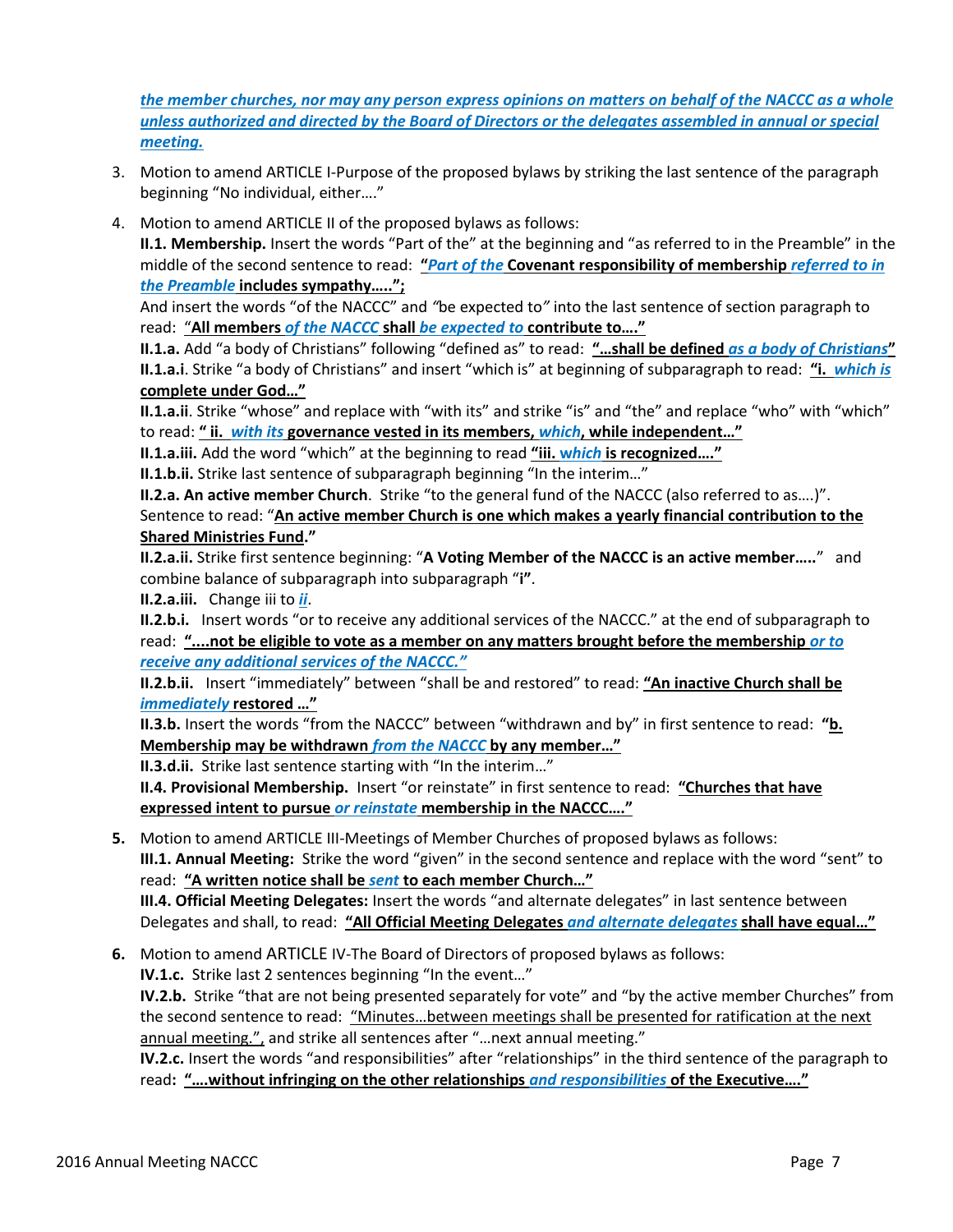*the member churches, nor may any person express opinions on matters on behalf of the NACCC as a whole unless authorized and directed by the Board of Directors or the delegates assembled in annual or special meeting.*

3. Motion to amend ARTICLE I-Purpose of the proposed bylaws by striking the last sentence of the paragraph beginning "No individual, either…."

4. Motion to amend ARTICLE II of the proposed bylaws as follows:
   **II.1. Membership.** Insert the words "Part of the" at the beginning and "as referred to in the Preamble" in the middle of the second sentence to read: **"*Part of the* Covenant responsibility of membership *referred to in the Preamble* includes sympathy…..";**
   And insert the words "of the NACCC" and "be expected to" into the last sentence of section paragraph to read: "**All members *of the NACCC* shall *be expected to* contribute to…."**
   **II.1.a.** Add "a body of Christians" following "defined as" to read: **"…shall be defined *as a body of Christians*"**
   **II.1.a.i**. Strike "a body of Christians" and insert "which is" at beginning of subparagraph to read: **"i. *which is* complete under God…"**
   **II.1.a.ii**. Strike "whose" and replace with "with its" and strike "is" and "the" and replace "who" with "which" to read: **" ii. *with its* governance vested in its members, *which*, while independent…"**
   **II.1.a.iii.** Add the word "which" at the beginning to read **"iii. *which* is recognized…."**
   **II.1.b.ii.** Strike last sentence of subparagraph beginning "In the interim…"
   **II.2.a. An active member Church**. Strike "to the general fund of the NACCC (also referred to as….)". Sentence to read: "**An active member Church is one which makes a yearly financial contribution to the Shared Ministries Fund.**"
   **II.2.a.ii.** Strike first sentence beginning: "**A Voting Member of the NACCC is an active member…..**" and combine balance of subparagraph into subparagraph "**i**".
   **II.2.a.iii.** Change iii to ***ii***.
   **II.2.b.i.** Insert words "or to receive any additional services of the NACCC." at the end of subparagraph to read: **"….not be eligible to vote as a member on any matters brought before the membership *or to receive any additional services of the NACCC."***
   **II.2.b.ii.** Insert "immediately" between "shall be and restored" to read: **"An inactive Church shall be *immediately* restored …"**
   **II.3.b.** Insert the words "from the NACCC" between "withdrawn and by" in first sentence to read: **"b. Membership may be withdrawn *from the NACCC* by any member…"**
   **II.3.d.ii.** Strike last sentence starting with "In the interim…"
   **II.4. Provisional Membership.** Insert "or reinstate" in first sentence to read: **"Churches that have expressed intent to pursue *or reinstate* membership in the NACCC…."**

5. Motion to amend ARTICLE III-Meetings of Member Churches of proposed bylaws as follows:
   **III.1. Annual Meeting:** Strike the word "given" in the second sentence and replace with the word "sent" to read: **"A written notice shall be *sent* to each member Church…"**
   **III.4. Official Meeting Delegates:** Insert the words "and alternate delegates" in last sentence between Delegates and shall, to read: **"All Official Meeting Delegates *and alternate delegates* shall have equal…"**

6. Motion to amend ARTICLE IV-The Board of Directors of proposed bylaws as follows:
   **IV.1.c.** Strike last 2 sentences beginning "In the event…"
   **IV.2.b.** Strike "that are not being presented separately for vote" and "by the active member Churches" from the second sentence to read: "Minutes…between meetings shall be presented for ratification at the next annual meeting.", and strike all sentences after "…next annual meeting."
   **IV.2.c.** Insert the words "and responsibilities" after "relationships" in the third sentence of the paragraph to read: **"….without infringing on the other relationships *and responsibilities* of the Executive…."**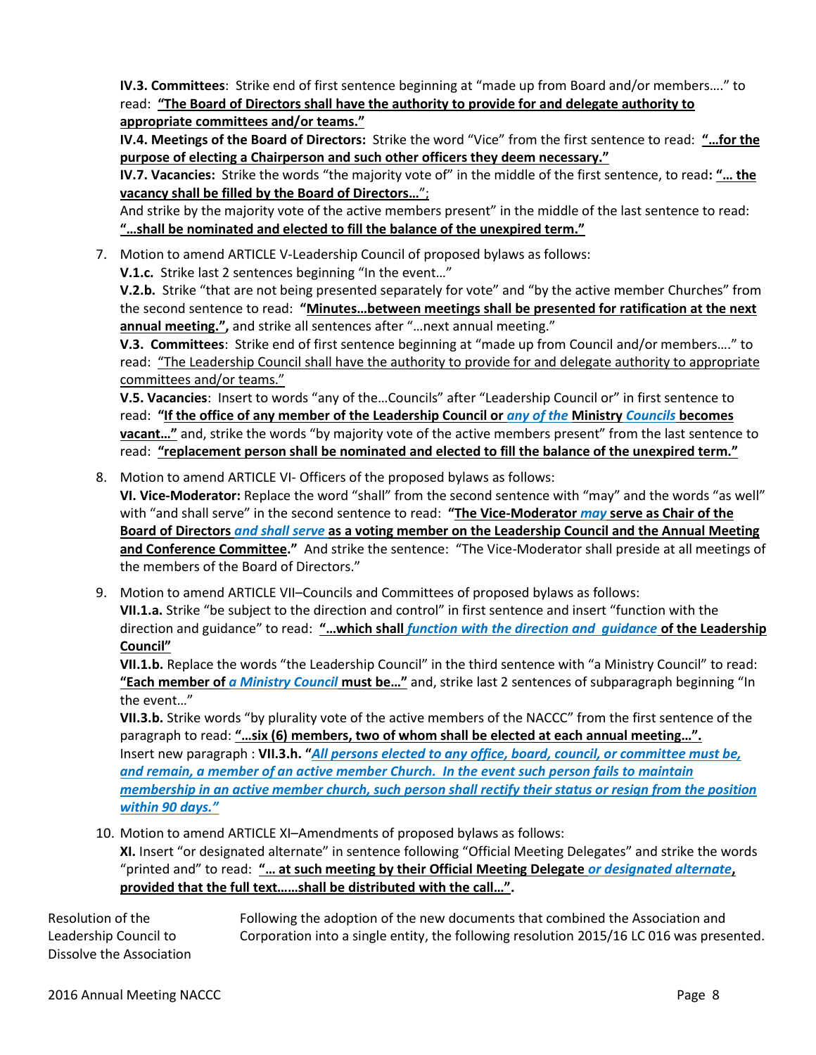**IV.3. Committees**: Strike end of first sentence beginning at "made up from Board and/or members…." to read: **"The Board of Directors shall have the authority to provide for and delegate authority to appropriate committees and/or teams."**

**IV.4. Meetings of the Board of Directors:** Strike the word "Vice" from the first sentence to read: **"…for the purpose of electing a Chairperson and such other officers they deem necessary."**

**IV.7. Vacancies:** Strike the words "the majority vote of" in the middle of the first sentence, to read**: "… the vacancy shall be filled by the Board of Directors…"**;

And strike by the majority vote of the active members present" in the middle of the last sentence to read: **"…shall be nominated and elected to fill the balance of the unexpired term."**

7. Motion to amend ARTICLE V-Leadership Council of proposed bylaws as follows:

   **V.1.c.** Strike last 2 sentences beginning "In the event…"

   **V.2.b.** Strike "that are not being presented separately for vote" and "by the active member Churches" from the second sentence to read: **"Minutes…between meetings shall be presented for ratification at the next annual meeting.",** and strike all sentences after "…next annual meeting."

   **V.3. Committees**: Strike end of first sentence beginning at "made up from Council and/or members…." to read: "The Leadership Council shall have the authority to provide for and delegate authority to appropriate committees and/or teams."

   **V.5. Vacancies**: Insert to words "any of the…Councils" after "Leadership Council or" in first sentence to read: **"If the office of any member of the Leadership Council or *any of the* Ministry *Councils* becomes vacant…"** and, strike the words "by majority vote of the active members present" from the last sentence to read: **"replacement person shall be nominated and elected to fill the balance of the unexpired term."**

8. Motion to amend ARTICLE VI- Officers of the proposed bylaws as follows:

   **VI. Vice-Moderator:** Replace the word "shall" from the second sentence with "may" and the words "as well" with "and shall serve" in the second sentence to read: **"The Vice-Moderator *may* serve as Chair of the Board of Directors *and shall serve* as a voting member on the Leadership Council and the Annual Meeting and Conference Committee."** And strike the sentence: "The Vice-Moderator shall preside at all meetings of the members of the Board of Directors."

9. Motion to amend ARTICLE VII–Councils and Committees of proposed bylaws as follows:

   **VII.1.a.** Strike "be subject to the direction and control" in first sentence and insert "function with the direction and guidance" to read: **"…which shall *function with the direction and guidance* of the Leadership Council"**

   **VII.1.b.** Replace the words "the Leadership Council" in the third sentence with "a Ministry Council" to read: **"Each member of *a Ministry Council* must be…"** and, strike last 2 sentences of subparagraph beginning "In the event…"

   **VII.3.b.** Strike words "by plurality vote of the active members of the NACCC" from the first sentence of the paragraph to read: **"…six (6) members, two of whom shall be elected at each annual meeting…".**

   Insert new paragraph : **VII.3.h. "*All persons elected to any office, board, council, or committee must be, and remain, a member of an active member Church. In the event such person fails to maintain membership in an active member church, such person shall rectify their status or resign from the position within 90 days."***

10. Motion to amend ARTICLE XI–Amendments of proposed bylaws as follows:

    **XI.** Insert "or designated alternate" in sentence following "Official Meeting Delegates" and strike the words "printed and" to read: **"… at such meeting by their Official Meeting Delegate *or designated alternate*, provided that the full text……shall be distributed with the call…".**

**Resolution of the Leadership Council to Dissolve the Association**

Following the adoption of the new documents that combined the Association and Corporation into a single entity, the following resolution 2015/16 LC 016 was presented.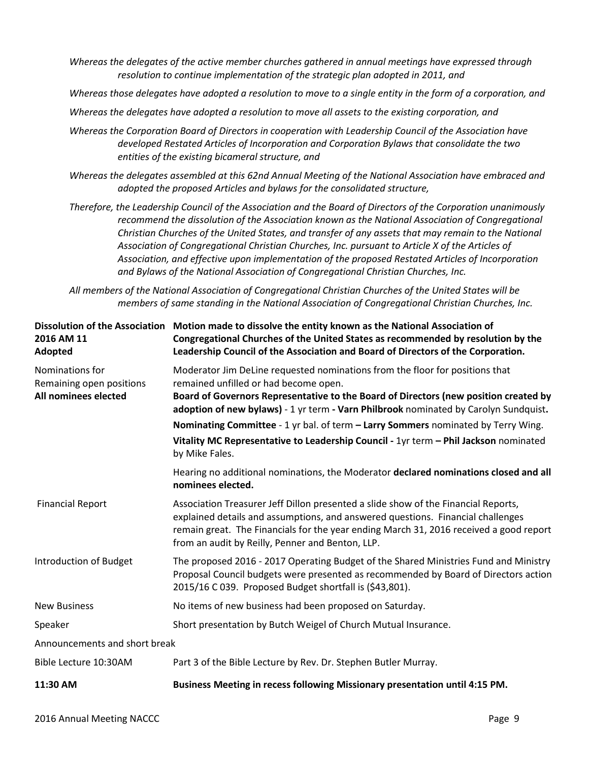*Whereas the delegates of the active member churches gathered in annual meetings have expressed through resolution to continue implementation of the strategic plan adopted in 2011, and*

*Whereas those delegates have adopted a resolution to move to a single entity in the form of a corporation, and*

*Whereas the delegates have adopted a resolution to move all assets to the existing corporation, and*

*Whereas the Corporation Board of Directors in cooperation with Leadership Council of the Association have developed Restated Articles of Incorporation and Corporation Bylaws that consolidate the two entities of the existing bicameral structure, and*

*Whereas the delegates assembled at this 62nd Annual Meeting of the National Association have embraced and adopted the proposed Articles and bylaws for the consolidated structure,*

*Therefore, the Leadership Council of the Association and the Board of Directors of the Corporation unanimously recommend the dissolution of the Association known as the National Association of Congregational Christian Churches of the United States, and transfer of any assets that may remain to the National Association of Congregational Christian Churches, Inc. pursuant to Article X of the Articles of Association, and effective upon implementation of the proposed Restated Articles of Incorporation and Bylaws of the National Association of Congregational Christian Churches, Inc.*

*All members of the National Association of Congregational Christian Churches of the United States will be members of same standing in the National Association of Congregational Christian Churches, Inc.*

| | |
|---|---|
| **Dissolution of the Association 2016 AM 11 Adopted** | **Motion made to dissolve the entity known as the National Association of Congregational Churches of the United States as recommended by resolution by the Leadership Council of the Association and Board of Directors of the Corporation.** |
| Nominations for Remaining open positions **All nominees elected** | Moderator Jim DeLine requested nominations from the floor for positions that remained unfilled or had become open. **Board of Governors Representative to the Board of Directors (new position created by adoption of new bylaws)** - 1 yr term **- Varn Philbrook** nominated by Carolyn Sundquist**.** **Nominating Committee** - 1 yr bal. of term **– Larry Sommers** nominated by Terry Wing. **Vitality MC Representative to Leadership Council -** 1yr term **– Phil Jackson** nominated by Mike Fales. Hearing no additional nominations, the Moderator **declared nominations closed and all nominees elected.** |
| Financial Report | Association Treasurer Jeff Dillon presented a slide show of the Financial Reports, explained details and assumptions, and answered questions. Financial challenges remain great. The Financials for the year ending March 31, 2016 received a good report from an audit by Reilly, Penner and Benton, LLP. |
| Introduction of Budget | The proposed 2016 - 2017 Operating Budget of the Shared Ministries Fund and Ministry Proposal Council budgets were presented as recommended by Board of Directors action 2015/16 C 039. Proposed Budget shortfall is ($43,801). |
| New Business | No items of new business had been proposed on Saturday. |
| Speaker | Short presentation by Butch Weigel of Church Mutual Insurance. |
| Announcements and short break | |
| Bible Lecture 10:30AM | Part 3 of the Bible Lecture by Rev. Dr. Stephen Butler Murray. |
| **11:30 AM** | **Business Meeting in recess following Missionary presentation until 4:15 PM.** |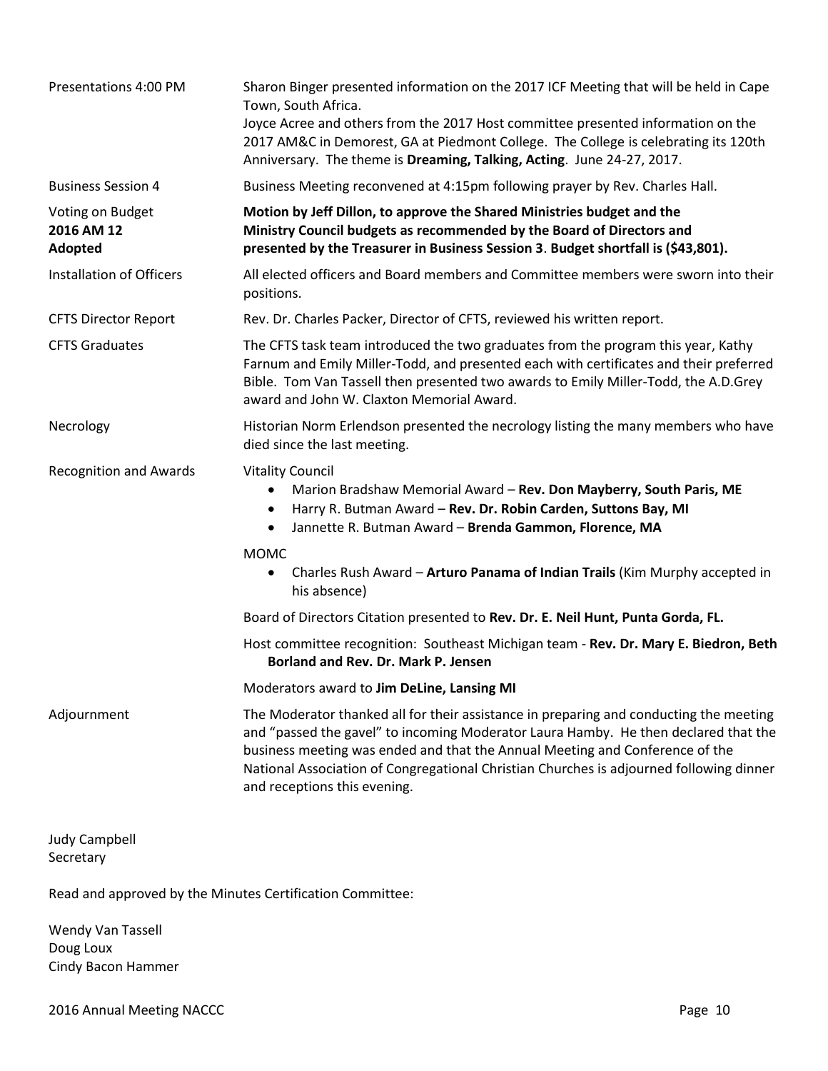| | |
|---|---|
| Presentations 4:00 PM | Sharon Binger presented information on the 2017 ICF Meeting that will be held in Cape Town, South Africa.<br>Joyce Acree and others from the 2017 Host committee presented information on the 2017 AM&C in Demorest, GA at Piedmont College. The College is celebrating its 120th Anniversary. The theme is **Dreaming, Talking, Acting**. June 24-27, 2017. |
| Business Session 4 | Business Meeting reconvened at 4:15pm following prayer by Rev. Charles Hall. |
| Voting on Budget<br>**2016 AM 12**<br>**Adopted** | **Motion by Jeff Dillon, to approve the Shared Ministries budget and the Ministry Council budgets as recommended by the Board of Directors and presented by the Treasurer in Business Session 3**. **Budget shortfall is ($43,801).** |
| Installation of Officers | All elected officers and Board members and Committee members were sworn into their positions. |
| CFTS Director Report | Rev. Dr. Charles Packer, Director of CFTS, reviewed his written report. |
| CFTS Graduates | The CFTS task team introduced the two graduates from the program this year, Kathy Farnum and Emily Miller-Todd, and presented each with certificates and their preferred Bible. Tom Van Tassell then presented two awards to Emily Miller-Todd, the A.D.Grey award and John W. Claxton Memorial Award. |
| Necrology | Historian Norm Erlendson presented the necrology listing the many members who have died since the last meeting. |
| Recognition and Awards | Vitality Council<br>• Marion Bradshaw Memorial Award – **Rev. Don Mayberry, South Paris, ME**<br>• Harry R. Butman Award – **Rev. Dr. Robin Carden, Suttons Bay, MI**<br>• Jannette R. Butman Award – **Brenda Gammon, Florence, MA**<br><br>MOMC<br>• Charles Rush Award – **Arturo Panama of Indian Trails** (Kim Murphy accepted in his absence)<br><br>Board of Directors Citation presented to **Rev. Dr. E. Neil Hunt, Punta Gorda, FL.**<br><br>Host committee recognition: Southeast Michigan team - **Rev. Dr. Mary E. Biedron, Beth Borland and Rev. Dr. Mark P. Jensen**<br><br>Moderators award to **Jim DeLine, Lansing MI** |
| Adjournment | The Moderator thanked all for their assistance in preparing and conducting the meeting and "passed the gavel" to incoming Moderator Laura Hamby. He then declared that the business meeting was ended and that the Annual Meeting and Conference of the National Association of Congregational Christian Churches is adjourned following dinner and receptions this evening. |

Judy Campbell
Secretary

Read and approved by the Minutes Certification Committee:

Wendy Van Tassell
Doug Loux
Cindy Bacon Hammer